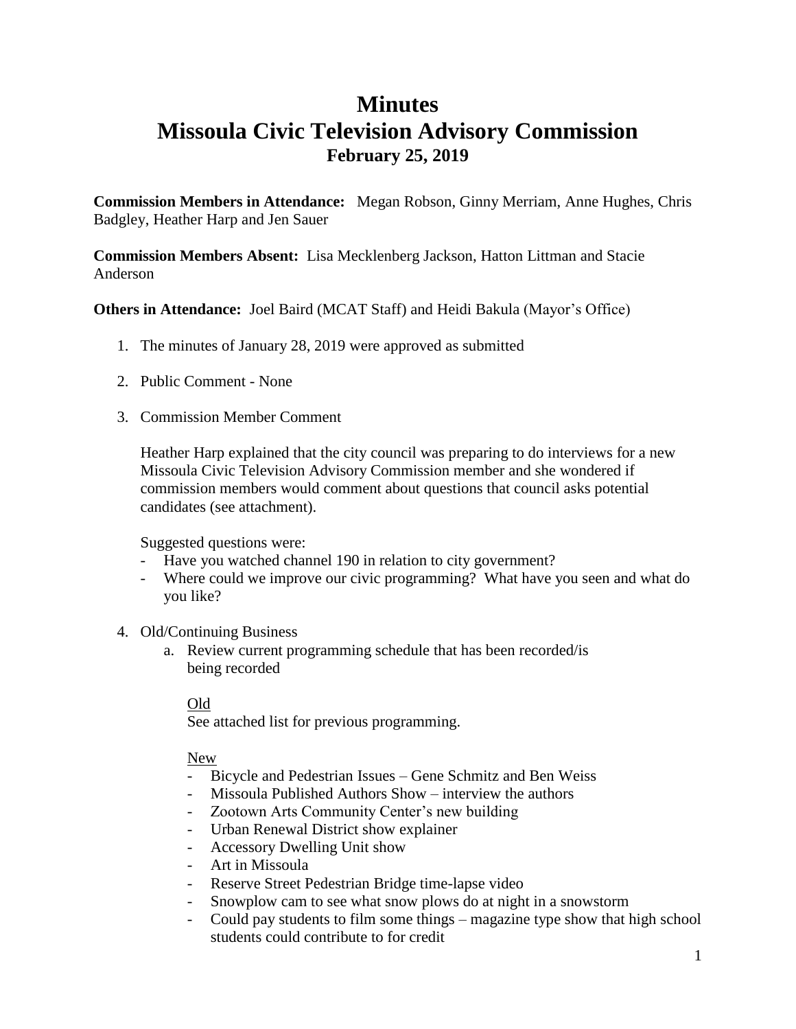# Minutes
# Missoula Civic Television Advisory Commission
### February 25, 2019

**Commission Members in Attendance:** Megan Robson, Ginny Merriam, Anne Hughes, Chris Badgley, Heather Harp and Jen Sauer

**Commission Members Absent:** Lisa Mecklenberg Jackson, Hatton Littman and Stacie Anderson

**Others in Attendance:** Joel Baird (MCAT Staff) and Heidi Bakula (Mayor's Office)

1. The minutes of January 28, 2019 were approved as submitted

2. Public Comment - None

3. Commission Member Comment

   Heather Harp explained that the city council was preparing to do interviews for a new Missoula Civic Television Advisory Commission member and she wondered if commission members would comment about questions that council asks potential candidates (see attachment).

   Suggested questions were:
   - Have you watched channel 190 in relation to city government?
   - Where could we improve our civic programming? What have you seen and what do you like?

4. Old/Continuing Business
   a. Review current programming schedule that has been recorded/is being recorded

      Old
      See attached list for previous programming.

      New
      - Bicycle and Pedestrian Issues – Gene Schmitz and Ben Weiss
      - Missoula Published Authors Show – interview the authors
      - Zootown Arts Community Center's new building
      - Urban Renewal District show explainer
      - Accessory Dwelling Unit show
      - Art in Missoula
      - Reserve Street Pedestrian Bridge time-lapse video
      - Snowplow cam to see what snow plows do at night in a snowstorm
      - Could pay students to film some things – magazine type show that high school students could contribute to for credit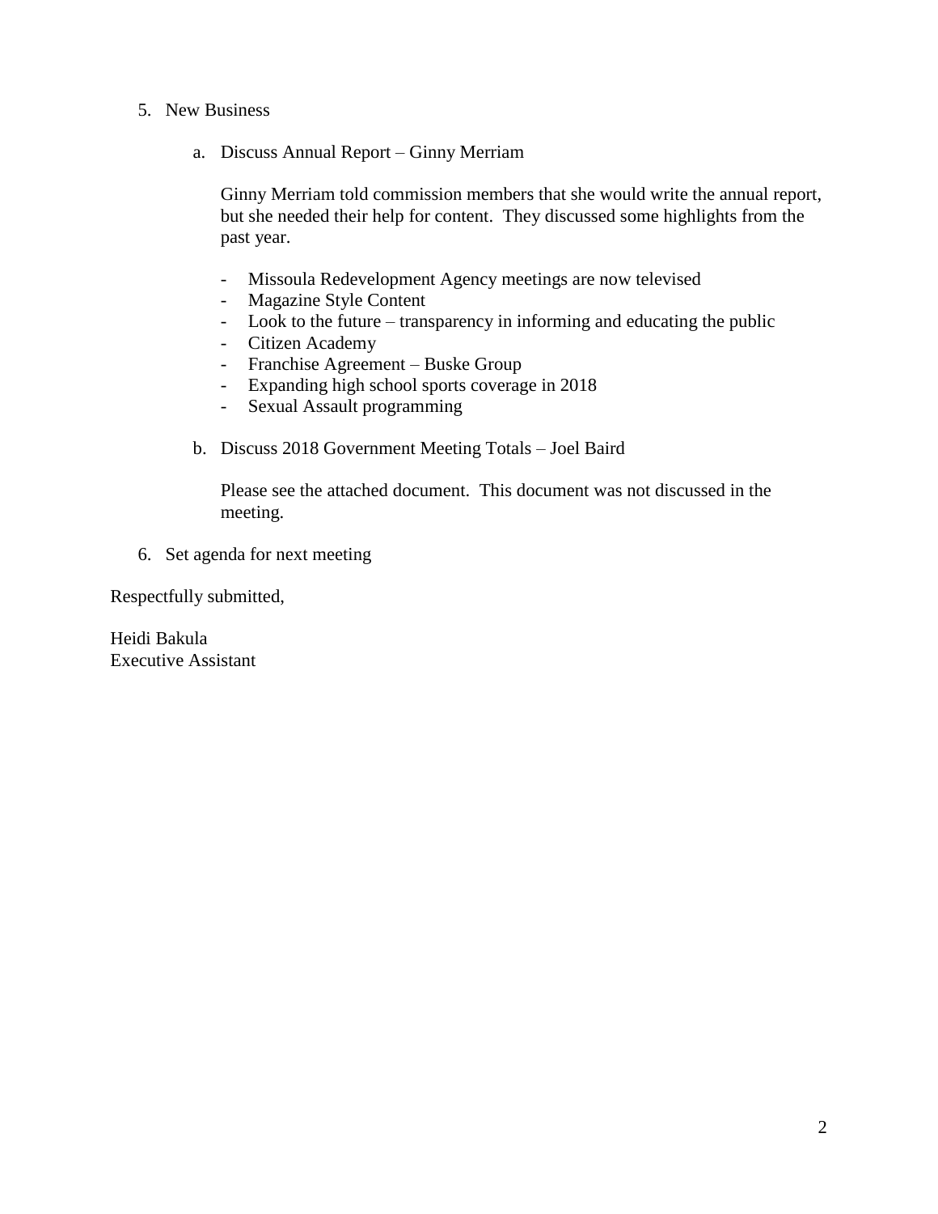5. New Business

    a. Discuss Annual Report – Ginny Merriam

        Ginny Merriam told commission members that she would write the annual report, but she needed their help for content. They discussed some highlights from the past year.

        - Missoula Redevelopment Agency meetings are now televised
        - Magazine Style Content
        - Look to the future – transparency in informing and educating the public
        - Citizen Academy
        - Franchise Agreement – Buske Group
        - Expanding high school sports coverage in 2018
        - Sexual Assault programming

    b. Discuss 2018 Government Meeting Totals – Joel Baird

        Please see the attached document. This document was not discussed in the meeting.

6. Set agenda for next meeting

Respectfully submitted,

Heidi Bakula
Executive Assistant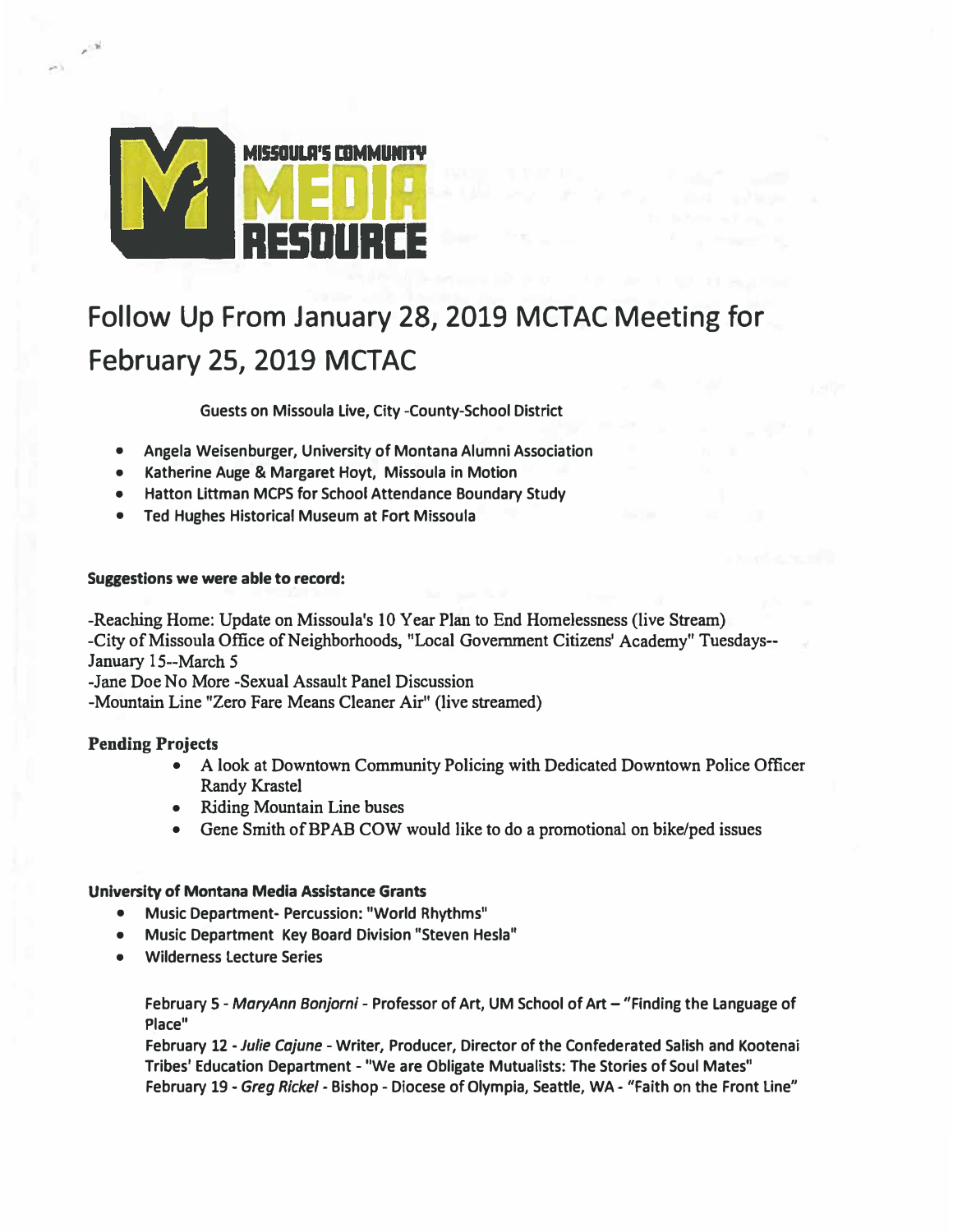MISSOULA'S COMMUNITY MEDIA RESOURCE

# Follow Up From January 28, 2019 MCTAC Meeting for February 25, 2019 MCTAC

**Guests on Missoula Live, City -County-School District**

- Angela Weisenburger, University of Montana Alumni Association
- Katherine Auge & Margaret Hoyt, Missoula in Motion
- Hatton Littman MCPS for School Attendance Boundary Study
- Ted Hughes Historical Museum at Fort Missoula

**Suggestions we were able to record:**

-Reaching Home: Update on Missoula's 10 Year Plan to End Homelessness (live Stream)
-City of Missoula Office of Neighborhoods, "Local Government Citizens' Academy" Tuesdays--January 15--March 5
-Jane Doe No More -Sexual Assault Panel Discussion
-Mountain Line "Zero Fare Means Cleaner Air" (live streamed)

**Pending Projects**

- A look at Downtown Community Policing with Dedicated Downtown Police Officer Randy Krastel
- Riding Mountain Line buses
- Gene Smith of BPAB COW would like to do a promotional on bike/ped issues

**University of Montana Media Assistance Grants**

- Music Department- Percussion: "World Rhythms"
- Music Department Key Board Division "Steven Hesla"
- Wilderness Lecture Series

February 5 - *MaryAnn Bonjorni* - Professor of Art, UM School of Art – "Finding the Language of Place"
February 12 - *Julie Cajune* - Writer, Producer, Director of the Confederated Salish and Kootenai Tribes' Education Department - "We are Obligate Mutualists: The Stories of Soul Mates"
February 19 - *Greg Rickel* - Bishop - Diocese of Olympia, Seattle, WA - "Faith on the Front Line"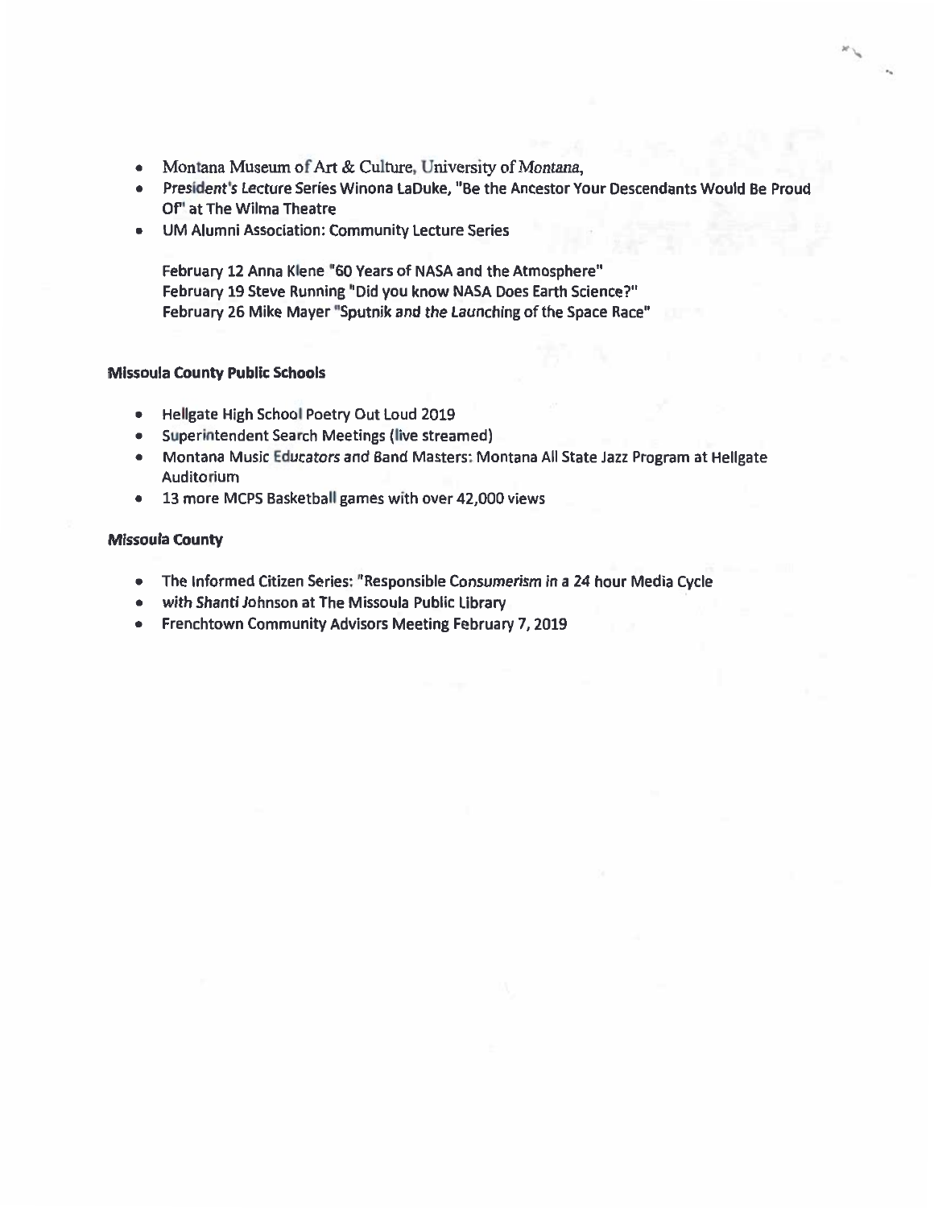- Montana Museum of Art & Culture, University of Montana,
- President's Lecture Series Winona LaDuke, "Be the Ancestor Your Descendants Would Be Proud Of" at The Wilma Theatre
- UM Alumni Association: Community Lecture Series

  February 12 Anna Klene "60 Years of NASA and the Atmosphere"
  February 19 Steve Running "Did you know NASA Does Earth Science?"
  February 26 Mike Mayer "Sputnik and the Launching of the Space Race"

**Missoula County Public Schools**

- Hellgate High School Poetry Out Loud 2019
- Superintendent Search Meetings (live streamed)
- Montana Music Educators and Band Masters: Montana All State Jazz Program at Hellgate Auditorium
- 13 more MCPS Basketball games with over 42,000 views

**Missoula County**

- The Informed Citizen Series: "Responsible Consumerism in a 24 hour Media Cycle
- with Shanti Johnson at The Missoula Public Library
- Frenchtown Community Advisors Meeting February 7, 2019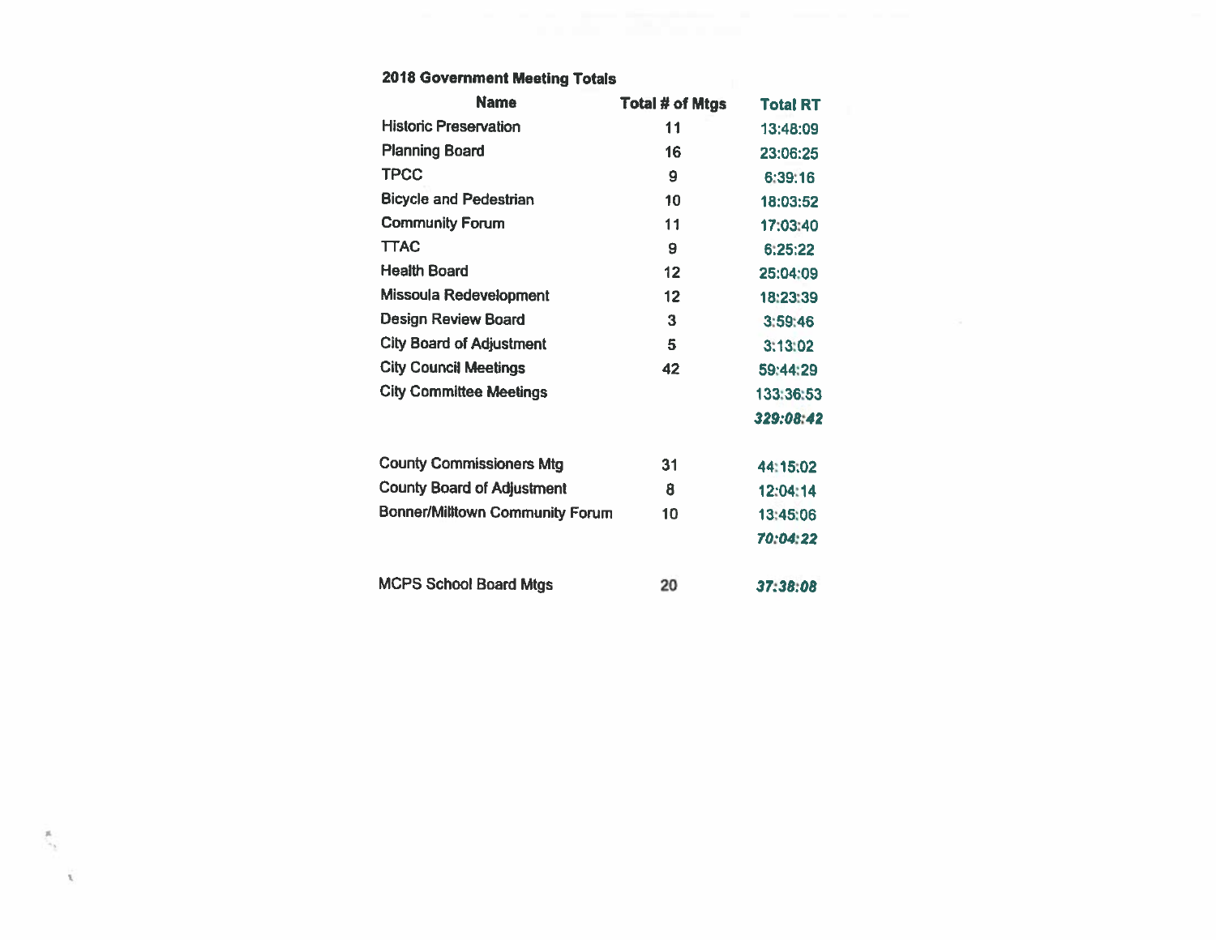**2018 Government Meeting Totals**

| Name | Total # of Mtgs | Total RT |
|---|---|---|
| Historic Preservation | 11 | 13:48:09 |
| Planning Board | 16 | 23:06:25 |
| TPCC | 9 | 6:39:16 |
| Bicycle and Pedestrian | 10 | 18:03:52 |
| Community Forum | 11 | 17:03:40 |
| TTAC | 9 | 6:25:22 |
| Health Board | 12 | 25:04:09 |
| Missoula Redevelopment | 12 | 18:23:39 |
| Design Review Board | 3 | 3:59:46 |
| City Board of Adjustment | 5 | 3:13:02 |
| City Council Meetings | 42 | 59:44:29 |
| City Committee Meetings | | 133:36:53 |
| | | ***329:08:42*** |
| | | |
| County Commissioners Mtg | 31 | 44:15:02 |
| County Board of Adjustment | 8 | 12:04:14 |
| Bonner/Milltown Community Forum | 10 | 13:45:06 |
| | | ***70:04:22*** |
| | | |
| MCPS School Board Mtgs | 20 | ***37:38:08*** |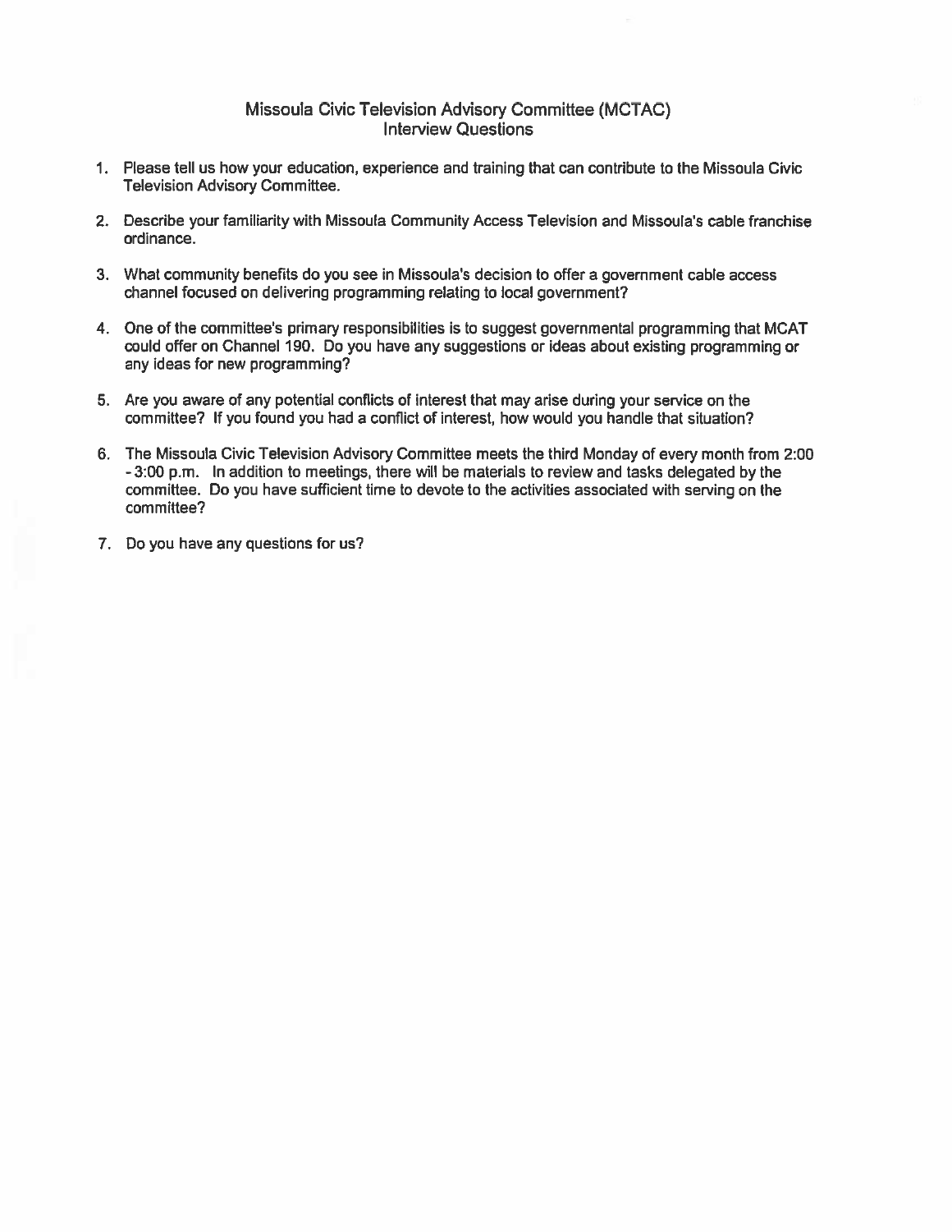# Missoula Civic Television Advisory Committee (MCTAC)
## Interview Questions

1. Please tell us how your education, experience and training that can contribute to the Missoula Civic Television Advisory Committee.

2. Describe your familiarity with Missoula Community Access Television and Missoula's cable franchise ordinance.

3. What community benefits do you see in Missoula's decision to offer a government cable access channel focused on delivering programming relating to local government?

4. One of the committee's primary responsibilities is to suggest governmental programming that MCAT could offer on Channel 190. Do you have any suggestions or ideas about existing programming or any ideas for new programming?

5. Are you aware of any potential conflicts of interest that may arise during your service on the committee? If you found you had a conflict of interest, how would you handle that situation?

6. The Missoula Civic Television Advisory Committee meets the third Monday of every month from 2:00 - 3:00 p.m. In addition to meetings, there will be materials to review and tasks delegated by the committee. Do you have sufficient time to devote to the activities associated with serving on the committee?

7. Do you have any questions for us?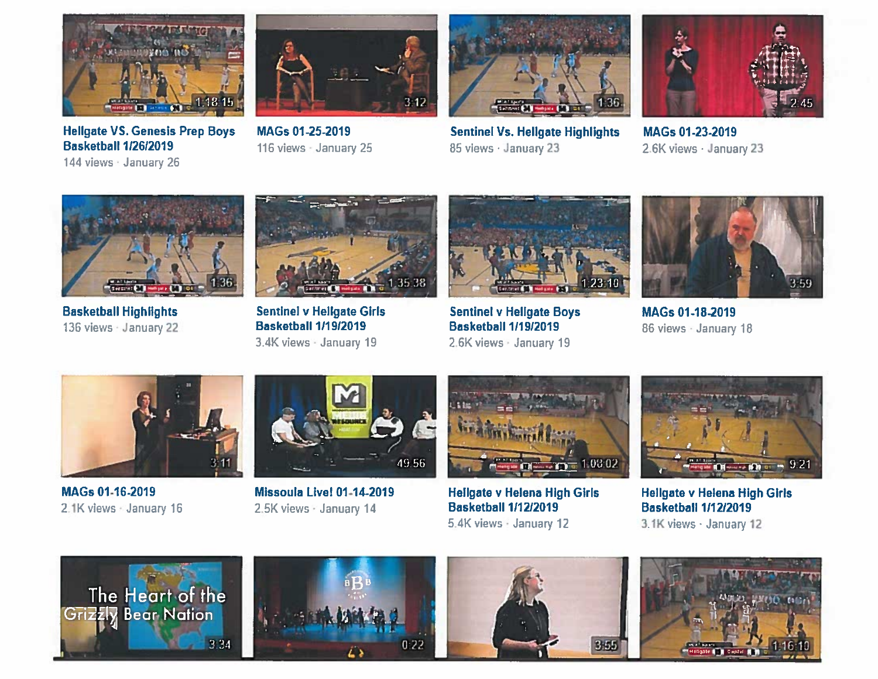Hellgate VS. Genesis Prep Boys Basketball 1/26/2019
144 views · January 26

MAGs 01-25-2019
116 views · January 25

Sentinel Vs. Hellgate Highlights
85 views · January 23

MAGs 01-23-2019
2.6K views · January 23

Basketball Highlights
136 views · January 22

Sentinel v Hellgate Girls Basketball 1/19/2019
3.4K views · January 19

Sentinel v Hellgate Boys Basketball 1/19/2019
2.6K views · January 19

MAGs 01-18-2019
86 views · January 18

MAGs 01-16-2019
2.1K views · January 16

Missoula Live! 01-14-2019
2.5K views · January 14

Hellgate v Helena High Girls Basketball 1/12/2019
5.4K views · January 12

Hellgate v Helena High Girls Basketball 1/12/2019
3.1K views · January 12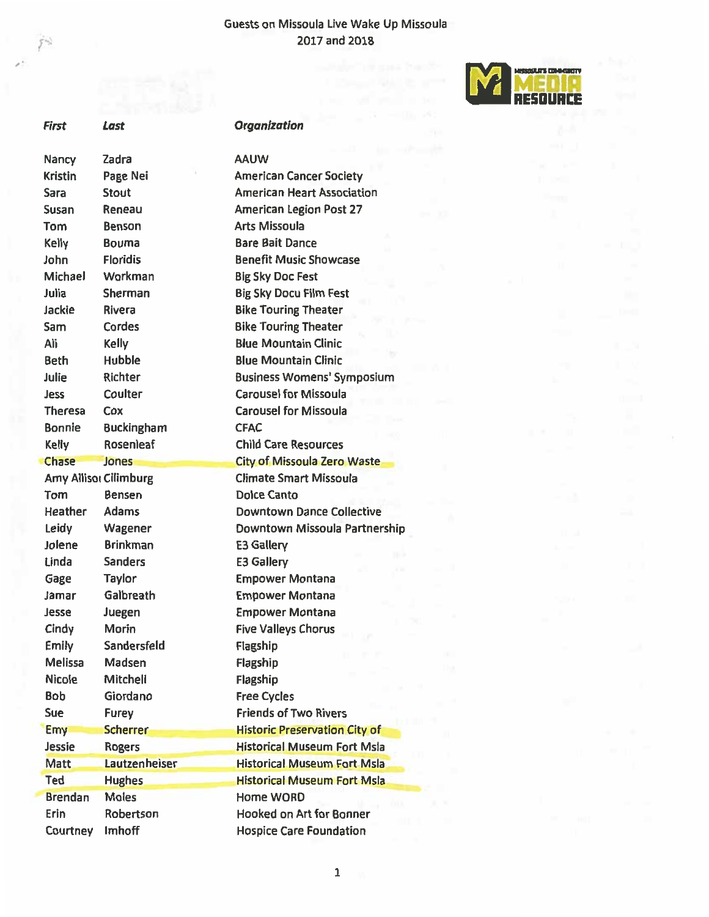Guests on Missoula Live Wake Up Missoula
2017 and 2018

MISSOULA'S COMMUNITY MEDIA RESOURCE

| *First* | *Last* | *Organization* |
|---|---|---|
| Nancy | Zadra | AAUW |
| Kristin | Page Nei | American Cancer Society |
| Sara | Stout | American Heart Association |
| Susan | Reneau | American Legion Post 27 |
| Tom | Benson | Arts Missoula |
| Kelly | Bouma | Bare Bait Dance |
| John | Floridis | Benefit Music Showcase |
| Michael | Workman | Big Sky Doc Fest |
| Julia | Sherman | Big Sky Docu Film Fest |
| Jackie | Rivera | Bike Touring Theater |
| Sam | Cordes | Bike Touring Theater |
| Ali | Kelly | Blue Mountain Clinic |
| Beth | Hubble | Blue Mountain Clinic |
| Julie | Richter | Business Womens' Symposium |
| Jess | Coulter | Carousel for Missoula |
| Theresa | Cox | Carousel for Missoula |
| Bonnie | Buckingham | CFAC |
| Kelly | Rosenleaf | Child Care Resources |
| Chase | Jones | City of Missoula Zero Waste |
| Amy Allisoı | Climburg | Climate Smart Missoula |
| Tom | Bensen | Dolce Canto |
| Heather | Adams | Downtown Dance Collective |
| Leidy | Wagener | Downtown Missoula Partnership |
| Jolene | Brinkman | E3 Gallery |
| Linda | Sanders | E3 Gallery |
| Gage | Taylor | Empower Montana |
| Jamar | Galbreath | Empower Montana |
| Jesse | Juegen | Empower Montana |
| Cindy | Morin | Five Valleys Chorus |
| Emily | Sandersfeld | Flagship |
| Melissa | Madsen | Flagship |
| Nicole | Mitchell | Flagship |
| Bob | Giordano | Free Cycles |
| Sue | Furey | Friends of Two Rivers |
| Emy | Scherrer | Historic Preservation City of |
| Jessie | Rogers | Historical Museum Fort Msla |
| Matt | Lautzenheiser | Historical Museum Fort Msla |
| Ted | Hughes | Historical Museum Fort Msla |
| Brendan | Moles | Home WORD |
| Erin | Robertson | Hooked on Art for Bonner |
| Courtney | Imhoff | Hospice Care Foundation |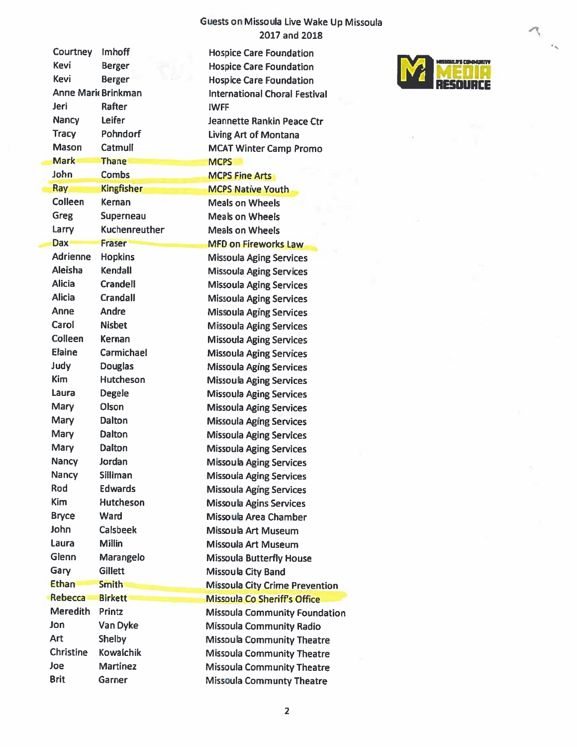Guests on Missoula Live Wake Up Missoula
2017 and 2018

MISSOULA'S COMMUNITY MEDIA RESOURCE

| | | |
|---|---|---|
| Courtney | Imhoff | Hospice Care Foundation |
| Kevi | Berger | Hospice Care Foundation |
| Kevi | Berger | Hospice Care Foundation |
| Anne Mari | Brinkman | International Choral Festival |
| Jeri | Rafter | IWFF |
| Nancy | Leifer | Jeannette Rankin Peace Ctr |
| Tracy | Pohndorf | Living Art of Montana |
| Mason | Catmull | MCAT Winter Camp Promo |
| Mark | Thane | MCPS |
| John | Combs | MCPS Fine Arts |
| Ray | Kingfisher | MCPS Native Youth |
| Colleen | Kernan | Meals on Wheels |
| Greg | Superneau | Meals on Wheels |
| Larry | Kuchenreuther | Meals on Wheels |
| Dax | Fraser | MFD on Fireworks Law |
| Adrienne | Hopkins | Missoula Aging Services |
| Aleisha | Kendall | Missoula Aging Services |
| Alicia | Crandell | Missoula Aging Services |
| Alicia | Crandall | Missoula Aging Services |
| Anne | Andre | Missoula Aging Services |
| Carol | Nisbet | Missoula Aging Services |
| Colleen | Kernan | Missoula Aging Services |
| Elaine | Carmichael | Missoula Aging Services |
| Judy | Douglas | Missoula Aging Services |
| Kim | Hutcheson | Missoula Aging Services |
| Laura | Degele | Missoula Aging Services |
| Mary | Olson | Missoula Aging Services |
| Mary | Dalton | Missoula Aging Services |
| Mary | Dalton | Missoula Aging Services |
| Mary | Dalton | Missoula Aging Services |
| Nancy | Jordan | Missoula Aging Services |
| Nancy | Silliman | Missoula Aging Services |
| Rod | Edwards | Missoula Aging Services |
| Kim | Hutcheson | Missoula Agins Services |
| Bryce | Ward | Missoula Area Chamber |
| John | Calsbeek | Missoula Art Museum |
| Laura | Millin | Missoula Art Museum |
| Glenn | Marangelo | Missoula Butterfly House |
| Gary | Gillett | Missoula City Band |
| Ethan | Smith | Missoula City Crime Prevention |
| Rebecca | Birkett | Missoula Co Sheriff's Office |
| Meredith | Printz | Missoula Community Foundation |
| Jon | Van Dyke | Missoula Community Radio |
| Art | Shelby | Missoula Community Theatre |
| Christine | Kowalchik | Missoula Community Theatre |
| Joe | Martinez | Missoula Community Theatre |
| Brit | Garner | Missoula Communty Theatre |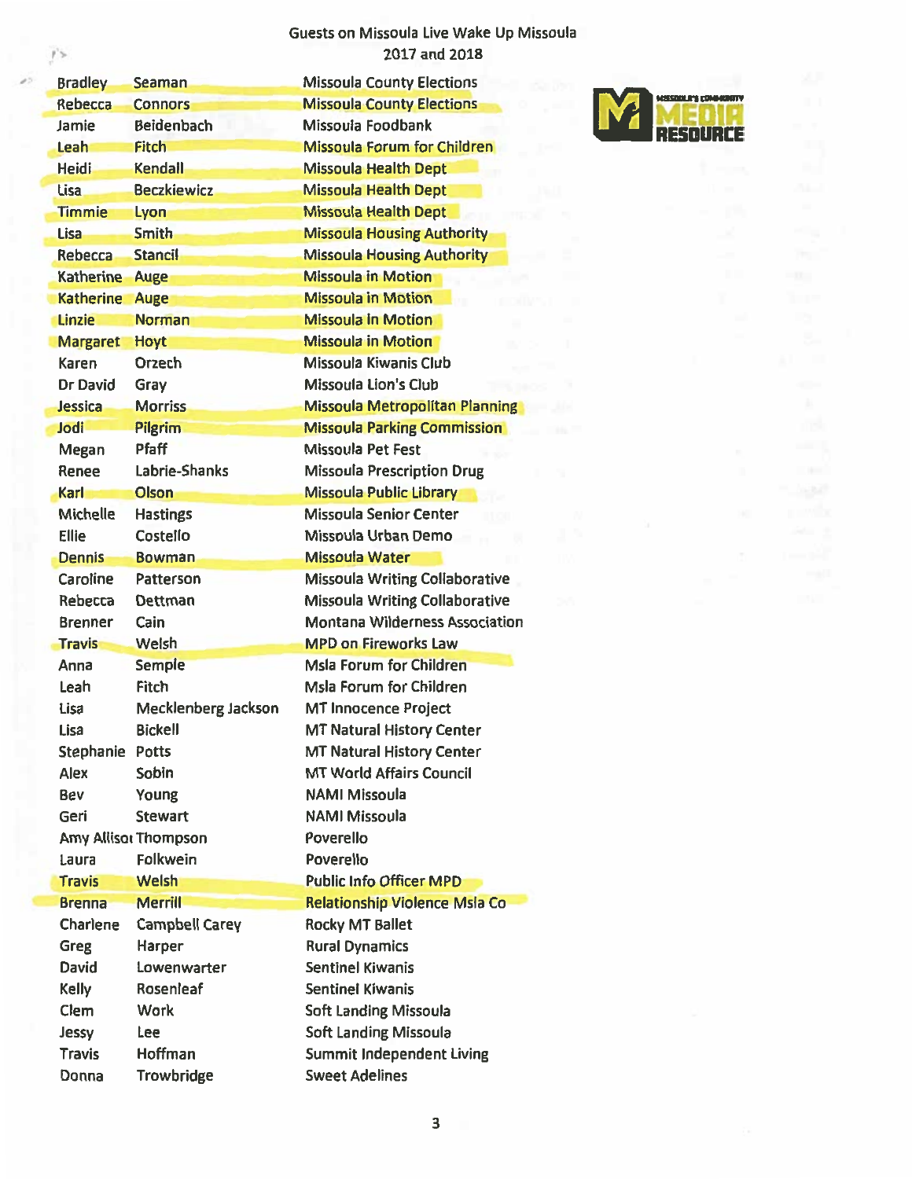Guests on Missoula Live Wake Up Missoula
2017 and 2018

| | | |
|---|---|---|
| Bradley | Seaman | Missoula County Elections |
| Rebecca | Connors | Missoula County Elections |
| Jamie | Beidenbach | Missoula Foodbank |
| Leah | Fitch | Missoula Forum for Children |
| Heidi | Kendall | Missoula Health Dept |
| Lisa | Beczkiewicz | Missoula Health Dept |
| Timmie | Lyon | Missoula Health Dept |
| Lisa | Smith | Missoula Housing Authority |
| Rebecca | Stancil | Missoula Housing Authority |
| Katherine | Auge | Missoula in Motion |
| Katherine | Auge | Missoula in Motion |
| Linzie | Norman | Missoula In Motion |
| Margaret | Hoyt | Missoula in Motion |
| Karen | Orzech | Missoula Kiwanis Club |
| Dr David | Gray | Missoula Lion's Club |
| Jessica | Morriss | Missoula Metropolitan Planning |
| Jodi | Pilgrim | Missoula Parking Commission |
| Megan | Pfaff | Missoula Pet Fest |
| Renee | Labrie-Shanks | Missoula Prescription Drug |
| Karl | Olson | Missoula Public Library |
| Michelle | Hastings | Missoula Senior Center |
| Ellie | Costello | Missoula Urban Demo |
| Dennis | Bowman | Missoula Water |
| Caroline | Patterson | Missoula Writing Collaborative |
| Rebecca | Dettman | Missoula Writing Collaborative |
| Brenner | Cain | Montana Wilderness Association |
| Travis | Welsh | MPD on Fireworks Law |
| Anna | Semple | Msla Forum for Children |
| Leah | Fitch | Msla Forum for Children |
| Lisa | Mecklenberg Jackson | MT Innocence Project |
| Lisa | Bickell | MT Natural History Center |
| Stephanie | Potts | MT Natural History Center |
| Alex | Sobin | MT World Affairs Council |
| Bev | Young | NAMI Missoula |
| Geri | Stewart | NAMI Missoula |
| Amy Allison | Thompson | Poverello |
| Laura | Folkwein | Poverello |
| Travis | Welsh | Public Info Officer MPD |
| Brenna | Merrill | Relationship Violence Msla Co |
| Charlene | Campbell Carey | Rocky MT Ballet |
| Greg | Harper | Rural Dynamics |
| David | Lowenwarter | Sentinel Kiwanis |
| Kelly | Rosenleaf | Sentinel Kiwanis |
| Clem | Work | Soft Landing Missoula |
| Jessy | Lee | Soft Landing Missoula |
| Travis | Hoffman | Summit Independent Living |
| Donna | Trowbridge | Sweet Adelines |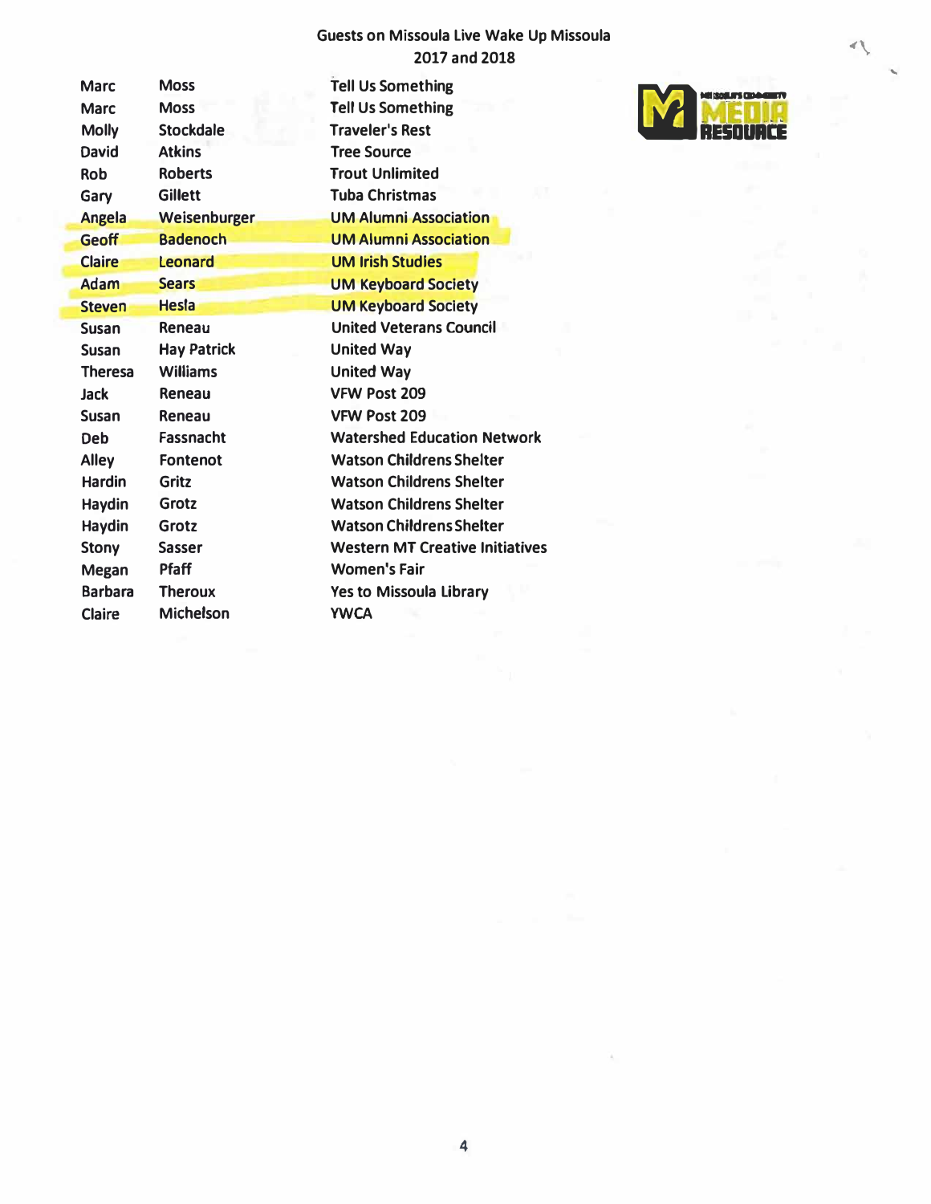## Guests on Missoula Live Wake Up Missoula
## 2017 and 2018

| | | |
|---|---|---|
| Marc | Moss | Tell Us Something |
| Marc | Moss | Tell Us Something |
| Molly | Stockdale | Traveler's Rest |
| David | Atkins | Tree Source |
| Rob | Roberts | Trout Unlimited |
| Gary | Gillett | Tuba Christmas |
| Angela | Weisenburger | UM Alumni Association |
| Geoff | Badenoch | UM Alumni Association |
| Claire | Leonard | UM Irish Studies |
| Adam | Sears | UM Keyboard Society |
| Steven | Hesla | UM Keyboard Society |
| Susan | Reneau | United Veterans Council |
| Susan | Hay Patrick | United Way |
| Theresa | Williams | United Way |
| Jack | Reneau | VFW Post 209 |
| Susan | Reneau | VFW Post 209 |
| Deb | Fassnacht | Watershed Education Network |
| Alley | Fontenot | Watson Childrens Shelter |
| Hardin | Gritz | Watson Childrens Shelter |
| Haydin | Grotz | Watson Childrens Shelter |
| Haydin | Grotz | Watson Childrens Shelter |
| Stony | Sasser | Western MT Creative Initiatives |
| Megan | Pfaff | Women's Fair |
| Barbara | Theroux | Yes to Missoula Library |
| Claire | Michelson | YWCA |